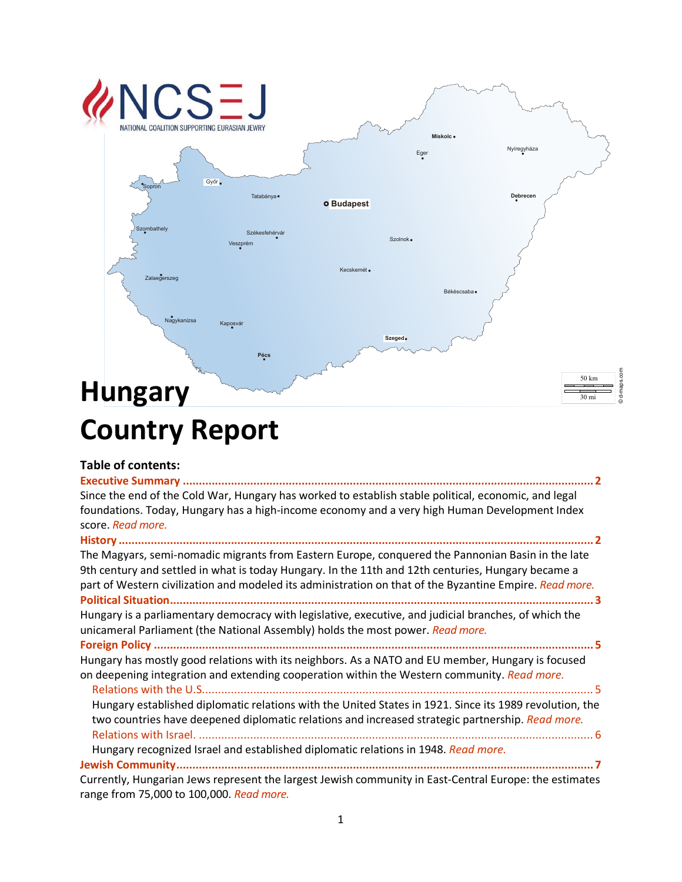NCSEJ

NATIONAL COALITION SUPPORTING EURASIAN JEWRY

# Hungary

# Country Report

**Table of contents:**

**Executive Summary .......... 2**

Since the end of the Cold War, Hungary has worked to establish stable political, economic, and legal foundations. Today, Hungary has a high-income economy and a very high Human Development Index score. *Read more.*

**History .......... 2**

The Magyars, semi-nomadic migrants from Eastern Europe, conquered the Pannonian Basin in the late 9th century and settled in what is today Hungary. In the 11th and 12th centuries, Hungary became a part of Western civilization and modeled its administration on that of the Byzantine Empire. *Read more.*

**Political Situation .......... 3**

Hungary is a parliamentary democracy with legislative, executive, and judicial branches, of which the unicameral Parliament (the National Assembly) holds the most power. *Read more.*

**Foreign Policy .......... 5**

Hungary has mostly good relations with its neighbors. As a NATO and EU member, Hungary is focused on deepening integration and extending cooperation within the Western community. *Read more.*

Relations with the U.S. .......... 5

Hungary established diplomatic relations with the United States in 1921. Since its 1989 revolution, the two countries have deepened diplomatic relations and increased strategic partnership. *Read more.*

Relations with Israel. .......... 6

Hungary recognized Israel and established diplomatic relations in 1948. *Read more.*

**Jewish Community .......... 7**

Currently, Hungarian Jews represent the largest Jewish community in East-Central Europe: the estimates range from 75,000 to 100,000. *Read more.*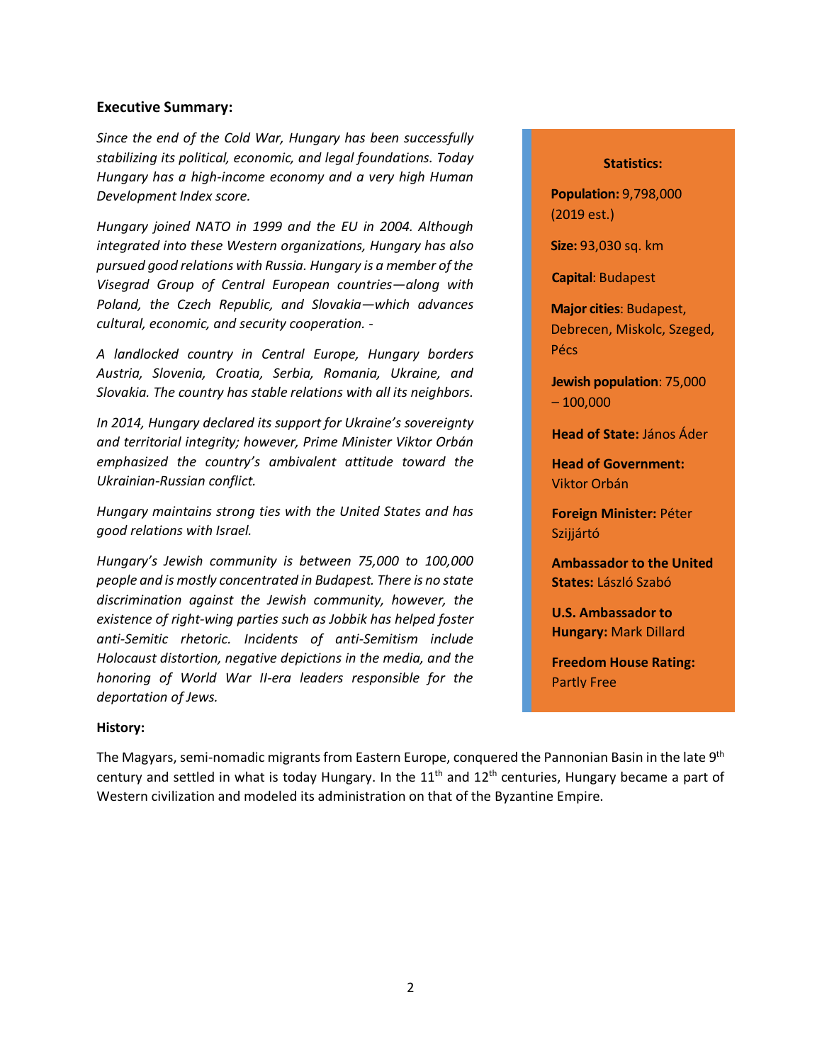## Executive Summary:

*Since the end of the Cold War, Hungary has been successfully stabilizing its political, economic, and legal foundations. Today Hungary has a high-income economy and a very high Human Development Index score.*

*Hungary joined NATO in 1999 and the EU in 2004. Although integrated into these Western organizations, Hungary has also pursued good relations with Russia. Hungary is a member of the Visegrad Group of Central European countries—along with Poland, the Czech Republic, and Slovakia—which advances cultural, economic, and security cooperation. -*

*A landlocked country in Central Europe, Hungary borders Austria, Slovenia, Croatia, Serbia, Romania, Ukraine, and Slovakia. The country has stable relations with all its neighbors.*

*In 2014, Hungary declared its support for Ukraine's sovereignty and territorial integrity; however, Prime Minister Viktor Orbán emphasized the country's ambivalent attitude toward the Ukrainian-Russian conflict.*

*Hungary maintains strong ties with the United States and has good relations with Israel.*

*Hungary's Jewish community is between 75,000 to 100,000 people and is mostly concentrated in Budapest. There is no state discrimination against the Jewish community, however, the existence of right-wing parties such as Jobbik has helped foster anti-Semitic rhetoric. Incidents of anti-Semitism include Holocaust distortion, negative depictions in the media, and the honoring of World War II-era leaders responsible for the deportation of Jews.*

**Statistics:**

**Population:** 9,798,000 (2019 est.)

**Size:** 93,030 sq. km

**Capital**: Budapest

**Major cities**: Budapest, Debrecen, Miskolc, Szeged, Pécs

**Jewish population**: 75,000 – 100,000

**Head of State:** János Áder

**Head of Government:** Viktor Orbán

**Foreign Minister:** Péter Szijjártó

**Ambassador to the United States:** László Szabó

**U.S. Ambassador to Hungary:** Mark Dillard

**Freedom House Rating:** Partly Free

## History:

The Magyars, semi-nomadic migrants from Eastern Europe, conquered the Pannonian Basin in the late 9th century and settled in what is today Hungary. In the 11th and 12th centuries, Hungary became a part of Western civilization and modeled its administration on that of the Byzantine Empire.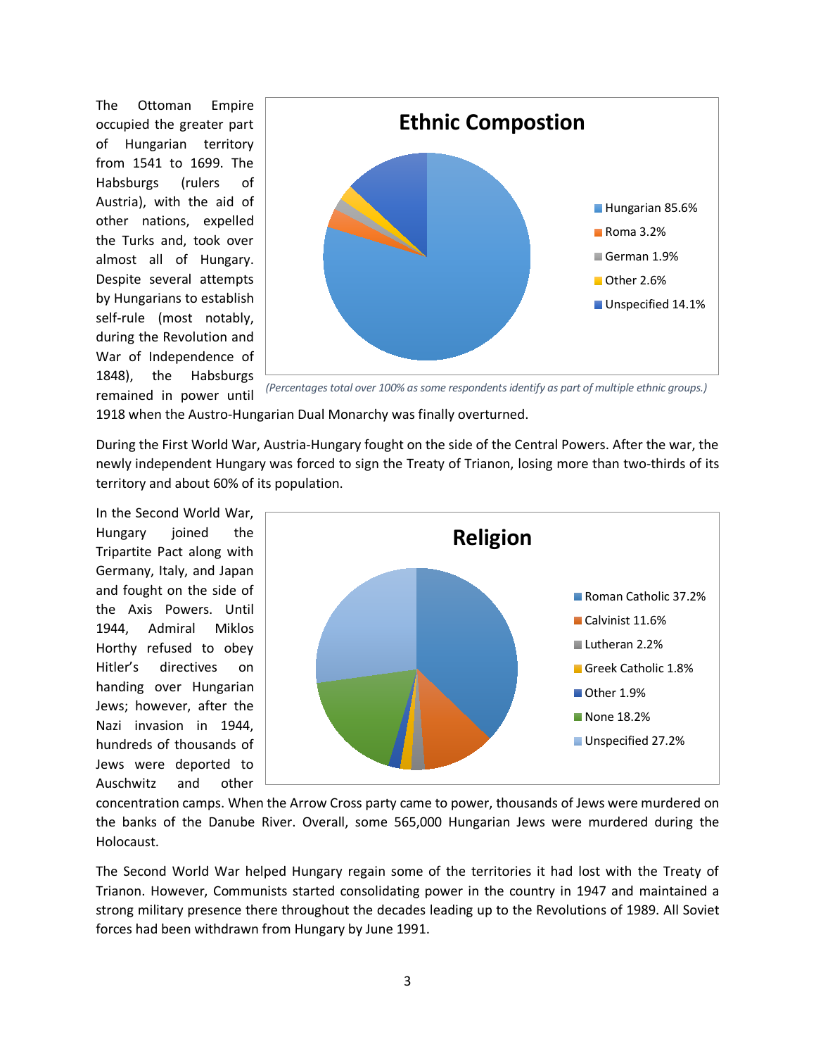The Ottoman Empire occupied the greater part of Hungarian territory from 1541 to 1699. The Habsburgs (rulers of Austria), with the aid of other nations, expelled the Turks and, took over almost all of Hungary. Despite several attempts by Hungarians to establish self-rule (most notably, during the Revolution and War of Independence of 1848), the Habsburgs remained in power until 1918 when the Austro-Hungarian Dual Monarchy was finally overturned.

**Ethnic Compostion**

| Ethnic group | Percentage |
|---|---|
| Hungarian | 85.6% |
| Roma | 3.2% |
| German | 1.9% |
| Other | 2.6% |
| Unspecified | 14.1% |

*(Percentages total over 100% as some respondents identify as part of multiple ethnic groups.)*

During the First World War, Austria-Hungary fought on the side of the Central Powers. After the war, the newly independent Hungary was forced to sign the Treaty of Trianon, losing more than two-thirds of its territory and about 60% of its population.

In the Second World War, Hungary joined the Tripartite Pact along with Germany, Italy, and Japan and fought on the side of the Axis Powers. Until 1944, Admiral Miklos Horthy refused to obey Hitler's directives on handing over Hungarian Jews; however, after the Nazi invasion in 1944, hundreds of thousands of Jews were deported to Auschwitz and other concentration camps. When the Arrow Cross party came to power, thousands of Jews were murdered on the banks of the Danube River. Overall, some 565,000 Hungarian Jews were murdered during the Holocaust.

**Religion**

| Religion | Percentage |
|---|---|
| Roman Catholic | 37.2% |
| Calvinist | 11.6% |
| Lutheran | 2.2% |
| Greek Catholic | 1.8% |
| Other | 1.9% |
| None | 18.2% |
| Unspecified | 27.2% |

The Second World War helped Hungary regain some of the territories it had lost with the Treaty of Trianon. However, Communists started consolidating power in the country in 1947 and maintained a strong military presence there throughout the decades leading up to the Revolutions of 1989. All Soviet forces had been withdrawn from Hungary by June 1991.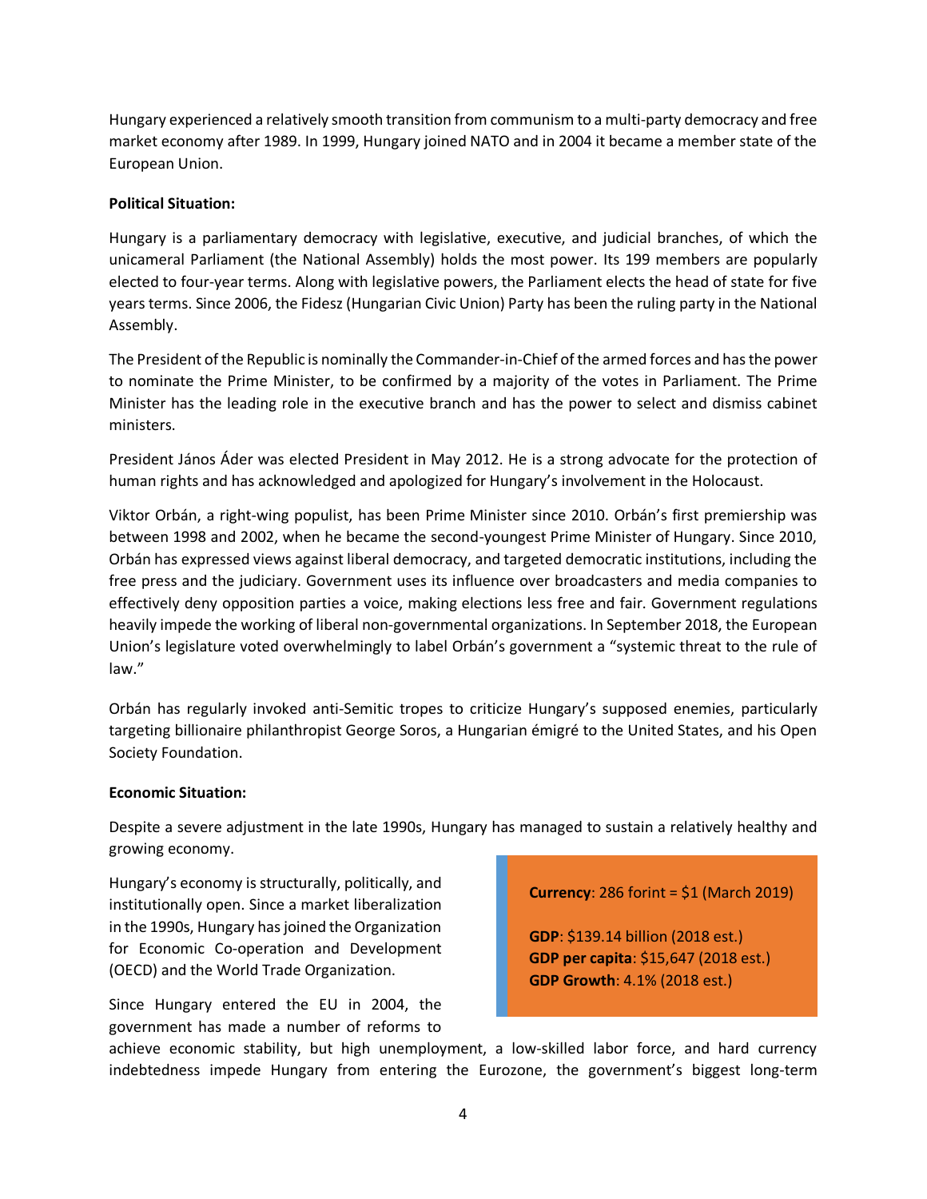Hungary experienced a relatively smooth transition from communism to a multi-party democracy and free market economy after 1989. In 1999, Hungary joined NATO and in 2004 it became a member state of the European Union.

**Political Situation:**

Hungary is a parliamentary democracy with legislative, executive, and judicial branches, of which the unicameral Parliament (the National Assembly) holds the most power. Its 199 members are popularly elected to four-year terms. Along with legislative powers, the Parliament elects the head of state for five years terms. Since 2006, the Fidesz (Hungarian Civic Union) Party has been the ruling party in the National Assembly.

The President of the Republic is nominally the Commander-in-Chief of the armed forces and has the power to nominate the Prime Minister, to be confirmed by a majority of the votes in Parliament. The Prime Minister has the leading role in the executive branch and has the power to select and dismiss cabinet ministers.

President János Áder was elected President in May 2012. He is a strong advocate for the protection of human rights and has acknowledged and apologized for Hungary's involvement in the Holocaust.

Viktor Orbán, a right-wing populist, has been Prime Minister since 2010. Orbán's first premiership was between 1998 and 2002, when he became the second-youngest Prime Minister of Hungary. Since 2010, Orbán has expressed views against liberal democracy, and targeted democratic institutions, including the free press and the judiciary. Government uses its influence over broadcasters and media companies to effectively deny opposition parties a voice, making elections less free and fair. Government regulations heavily impede the working of liberal non-governmental organizations. In September 2018, the European Union's legislature voted overwhelmingly to label Orbán's government a "systemic threat to the rule of law."

Orbán has regularly invoked anti-Semitic tropes to criticize Hungary's supposed enemies, particularly targeting billionaire philanthropist George Soros, a Hungarian émigré to the United States, and his Open Society Foundation.

**Economic Situation:**

Despite a severe adjustment in the late 1990s, Hungary has managed to sustain a relatively healthy and growing economy.

Hungary's economy is structurally, politically, and institutionally open. Since a market liberalization in the 1990s, Hungary has joined the Organization for Economic Co-operation and Development (OECD) and the World Trade Organization.

> **Currency**: 286 forint = $1 (March 2019)
>
> **GDP**: $139.14 billion (2018 est.)
> **GDP per capita**: $15,647 (2018 est.)
> **GDP Growth**: 4.1% (2018 est.)

Since Hungary entered the EU in 2004, the government has made a number of reforms to achieve economic stability, but high unemployment, a low-skilled labor force, and hard currency indebtedness impede Hungary from entering the Eurozone, the government's biggest long-term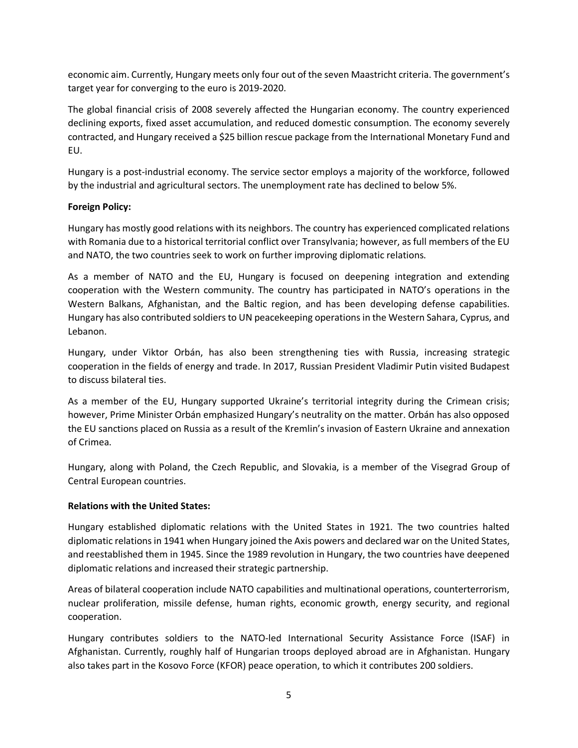economic aim. Currently, Hungary meets only four out of the seven Maastricht criteria. The government's target year for converging to the euro is 2019-2020.

The global financial crisis of 2008 severely affected the Hungarian economy. The country experienced declining exports, fixed asset accumulation, and reduced domestic consumption. The economy severely contracted, and Hungary received a $25 billion rescue package from the International Monetary Fund and EU.

Hungary is a post-industrial economy. The service sector employs a majority of the workforce, followed by the industrial and agricultural sectors. The unemployment rate has declined to below 5%.

**Foreign Policy:**

Hungary has mostly good relations with its neighbors. The country has experienced complicated relations with Romania due to a historical territorial conflict over Transylvania; however, as full members of the EU and NATO, the two countries seek to work on further improving diplomatic relations.

As a member of NATO and the EU, Hungary is focused on deepening integration and extending cooperation with the Western community. The country has participated in NATO's operations in the Western Balkans, Afghanistan, and the Baltic region, and has been developing defense capabilities. Hungary has also contributed soldiers to UN peacekeeping operations in the Western Sahara, Cyprus, and Lebanon.

Hungary, under Viktor Orbán, has also been strengthening ties with Russia, increasing strategic cooperation in the fields of energy and trade. In 2017, Russian President Vladimir Putin visited Budapest to discuss bilateral ties.

As a member of the EU, Hungary supported Ukraine's territorial integrity during the Crimean crisis; however, Prime Minister Orbán emphasized Hungary's neutrality on the matter. Orbán has also opposed the EU sanctions placed on Russia as a result of the Kremlin's invasion of Eastern Ukraine and annexation of Crimea.

Hungary, along with Poland, the Czech Republic, and Slovakia, is a member of the Visegrad Group of Central European countries.

**Relations with the United States:**

Hungary established diplomatic relations with the United States in 1921. The two countries halted diplomatic relations in 1941 when Hungary joined the Axis powers and declared war on the United States, and reestablished them in 1945. Since the 1989 revolution in Hungary, the two countries have deepened diplomatic relations and increased their strategic partnership.

Areas of bilateral cooperation include NATO capabilities and multinational operations, counterterrorism, nuclear proliferation, missile defense, human rights, economic growth, energy security, and regional cooperation.

Hungary contributes soldiers to the NATO-led International Security Assistance Force (ISAF) in Afghanistan. Currently, roughly half of Hungarian troops deployed abroad are in Afghanistan. Hungary also takes part in the Kosovo Force (KFOR) peace operation, to which it contributes 200 soldiers.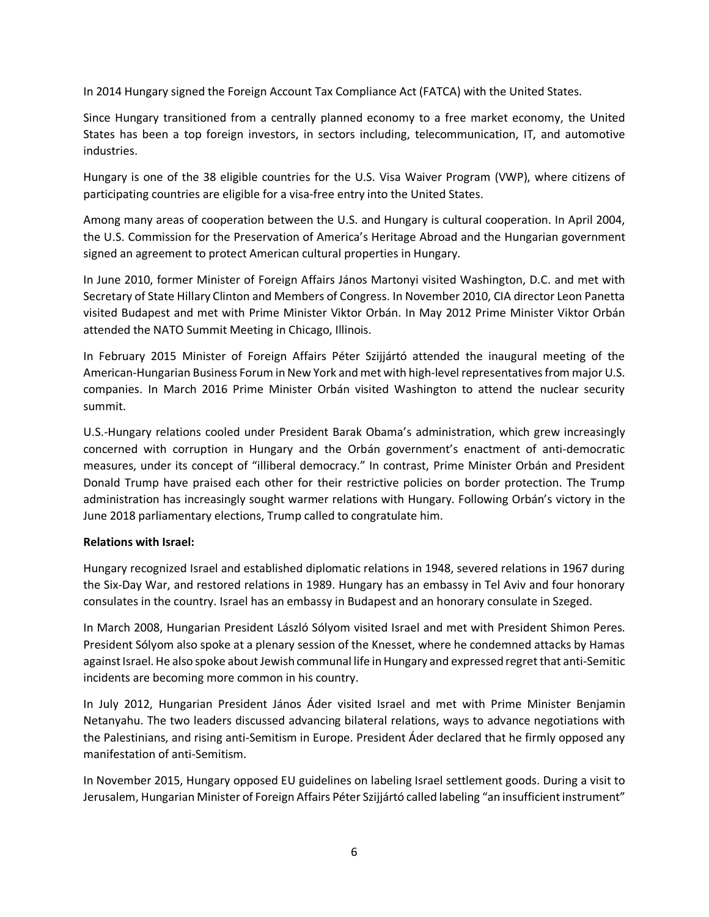In 2014 Hungary signed the Foreign Account Tax Compliance Act (FATCA) with the United States.

Since Hungary transitioned from a centrally planned economy to a free market economy, the United States has been a top foreign investors, in sectors including, telecommunication, IT, and automotive industries.

Hungary is one of the 38 eligible countries for the U.S. Visa Waiver Program (VWP), where citizens of participating countries are eligible for a visa-free entry into the United States.

Among many areas of cooperation between the U.S. and Hungary is cultural cooperation. In April 2004, the U.S. Commission for the Preservation of America's Heritage Abroad and the Hungarian government signed an agreement to protect American cultural properties in Hungary.

In June 2010, former Minister of Foreign Affairs János Martonyi visited Washington, D.C. and met with Secretary of State Hillary Clinton and Members of Congress. In November 2010, CIA director Leon Panetta visited Budapest and met with Prime Minister Viktor Orbán. In May 2012 Prime Minister Viktor Orbán attended the NATO Summit Meeting in Chicago, Illinois.

In February 2015 Minister of Foreign Affairs Péter Szijjártó attended the inaugural meeting of the American-Hungarian Business Forum in New York and met with high-level representatives from major U.S. companies. In March 2016 Prime Minister Orbán visited Washington to attend the nuclear security summit.

U.S.-Hungary relations cooled under President Barak Obama's administration, which grew increasingly concerned with corruption in Hungary and the Orbán government's enactment of anti-democratic measures, under its concept of "illiberal democracy." In contrast, Prime Minister Orbán and President Donald Trump have praised each other for their restrictive policies on border protection. The Trump administration has increasingly sought warmer relations with Hungary. Following Orbán's victory in the June 2018 parliamentary elections, Trump called to congratulate him.

**Relations with Israel:**

Hungary recognized Israel and established diplomatic relations in 1948, severed relations in 1967 during the Six-Day War, and restored relations in 1989. Hungary has an embassy in Tel Aviv and four honorary consulates in the country. Israel has an embassy in Budapest and an honorary consulate in Szeged.

In March 2008, Hungarian President László Sólyom visited Israel and met with President Shimon Peres. President Sólyom also spoke at a plenary session of the Knesset, where he condemned attacks by Hamas against Israel. He also spoke about Jewish communal life in Hungary and expressed regret that anti-Semitic incidents are becoming more common in his country.

In July 2012, Hungarian President János Áder visited Israel and met with Prime Minister Benjamin Netanyahu. The two leaders discussed advancing bilateral relations, ways to advance negotiations with the Palestinians, and rising anti-Semitism in Europe. President Áder declared that he firmly opposed any manifestation of anti-Semitism.

In November 2015, Hungary opposed EU guidelines on labeling Israel settlement goods. During a visit to Jerusalem, Hungarian Minister of Foreign Affairs Péter Szijjártó called labeling "an insufficient instrument"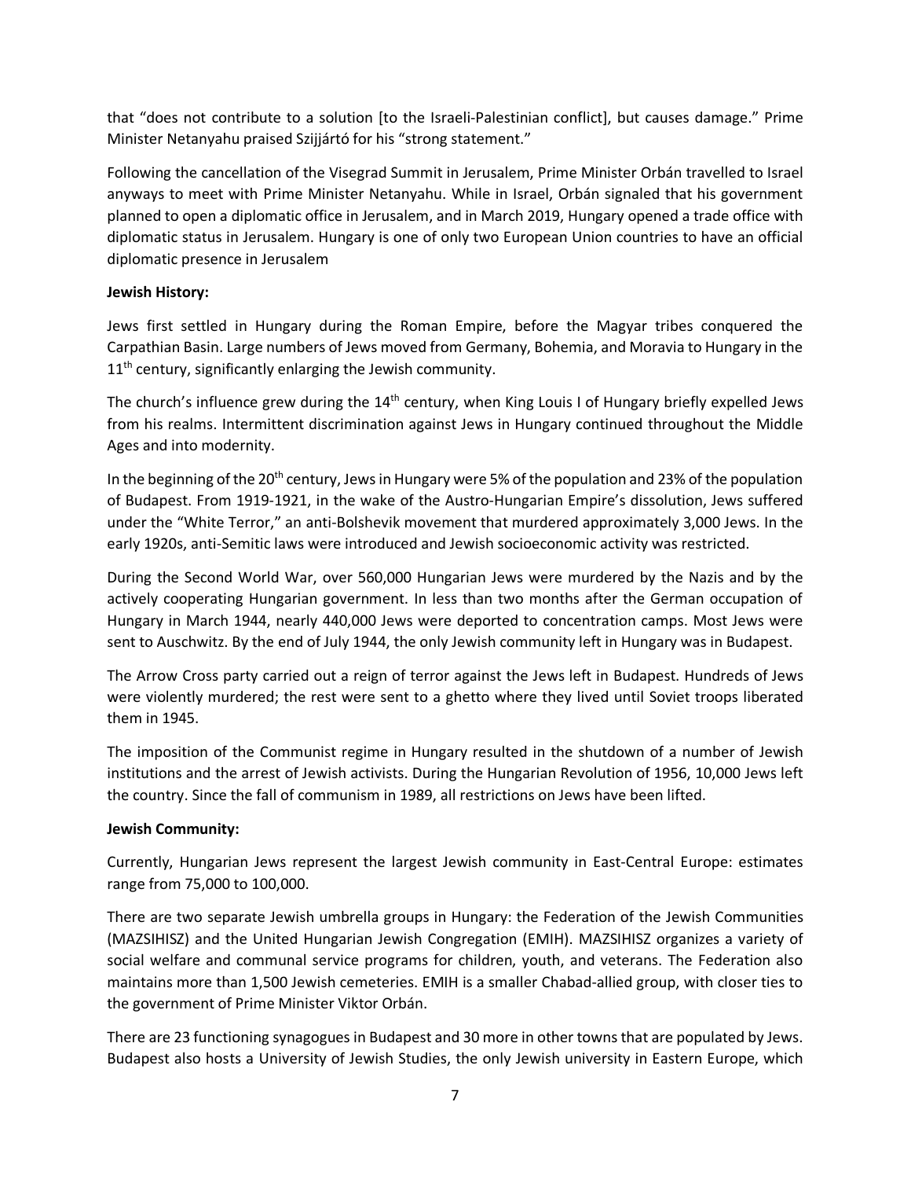that "does not contribute to a solution [to the Israeli-Palestinian conflict], but causes damage." Prime Minister Netanyahu praised Szijjártó for his "strong statement."

Following the cancellation of the Visegrad Summit in Jerusalem, Prime Minister Orbán travelled to Israel anyways to meet with Prime Minister Netanyahu. While in Israel, Orbán signaled that his government planned to open a diplomatic office in Jerusalem, and in March 2019, Hungary opened a trade office with diplomatic status in Jerusalem. Hungary is one of only two European Union countries to have an official diplomatic presence in Jerusalem

**Jewish History:**

Jews first settled in Hungary during the Roman Empire, before the Magyar tribes conquered the Carpathian Basin. Large numbers of Jews moved from Germany, Bohemia, and Moravia to Hungary in the 11th century, significantly enlarging the Jewish community.

The church's influence grew during the 14th century, when King Louis I of Hungary briefly expelled Jews from his realms. Intermittent discrimination against Jews in Hungary continued throughout the Middle Ages and into modernity.

In the beginning of the 20th century, Jews in Hungary were 5% of the population and 23% of the population of Budapest. From 1919-1921, in the wake of the Austro-Hungarian Empire's dissolution, Jews suffered under the "White Terror," an anti-Bolshevik movement that murdered approximately 3,000 Jews. In the early 1920s, anti-Semitic laws were introduced and Jewish socioeconomic activity was restricted.

During the Second World War, over 560,000 Hungarian Jews were murdered by the Nazis and by the actively cooperating Hungarian government. In less than two months after the German occupation of Hungary in March 1944, nearly 440,000 Jews were deported to concentration camps. Most Jews were sent to Auschwitz. By the end of July 1944, the only Jewish community left in Hungary was in Budapest.

The Arrow Cross party carried out a reign of terror against the Jews left in Budapest. Hundreds of Jews were violently murdered; the rest were sent to a ghetto where they lived until Soviet troops liberated them in 1945.

The imposition of the Communist regime in Hungary resulted in the shutdown of a number of Jewish institutions and the arrest of Jewish activists. During the Hungarian Revolution of 1956, 10,000 Jews left the country. Since the fall of communism in 1989, all restrictions on Jews have been lifted.

**Jewish Community:**

Currently, Hungarian Jews represent the largest Jewish community in East-Central Europe: estimates range from 75,000 to 100,000.

There are two separate Jewish umbrella groups in Hungary: the Federation of the Jewish Communities (MAZSIHISZ) and the United Hungarian Jewish Congregation (EMIH). MAZSIHISZ organizes a variety of social welfare and communal service programs for children, youth, and veterans. The Federation also maintains more than 1,500 Jewish cemeteries. EMIH is a smaller Chabad-allied group, with closer ties to the government of Prime Minister Viktor Orbán.

There are 23 functioning synagogues in Budapest and 30 more in other towns that are populated by Jews. Budapest also hosts a University of Jewish Studies, the only Jewish university in Eastern Europe, which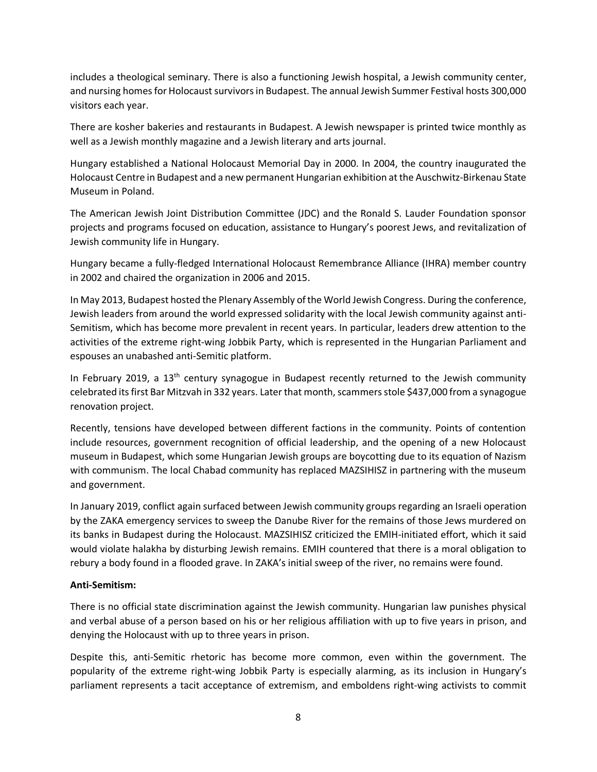includes a theological seminary. There is also a functioning Jewish hospital, a Jewish community center, and nursing homes for Holocaust survivors in Budapest. The annual Jewish Summer Festival hosts 300,000 visitors each year.

There are kosher bakeries and restaurants in Budapest. A Jewish newspaper is printed twice monthly as well as a Jewish monthly magazine and a Jewish literary and arts journal.

Hungary established a National Holocaust Memorial Day in 2000. In 2004, the country inaugurated the Holocaust Centre in Budapest and a new permanent Hungarian exhibition at the Auschwitz-Birkenau State Museum in Poland.

The American Jewish Joint Distribution Committee (JDC) and the Ronald S. Lauder Foundation sponsor projects and programs focused on education, assistance to Hungary's poorest Jews, and revitalization of Jewish community life in Hungary.

Hungary became a fully-fledged International Holocaust Remembrance Alliance (IHRA) member country in 2002 and chaired the organization in 2006 and 2015.

In May 2013, Budapest hosted the Plenary Assembly of the World Jewish Congress. During the conference, Jewish leaders from around the world expressed solidarity with the local Jewish community against anti-Semitism, which has become more prevalent in recent years. In particular, leaders drew attention to the activities of the extreme right-wing Jobbik Party, which is represented in the Hungarian Parliament and espouses an unabashed anti-Semitic platform.

In February 2019, a 13th century synagogue in Budapest recently returned to the Jewish community celebrated its first Bar Mitzvah in 332 years. Later that month, scammers stole $437,000 from a synagogue renovation project.

Recently, tensions have developed between different factions in the community. Points of contention include resources, government recognition of official leadership, and the opening of a new Holocaust museum in Budapest, which some Hungarian Jewish groups are boycotting due to its equation of Nazism with communism. The local Chabad community has replaced MAZSIHISZ in partnering with the museum and government.

In January 2019, conflict again surfaced between Jewish community groups regarding an Israeli operation by the ZAKA emergency services to sweep the Danube River for the remains of those Jews murdered on its banks in Budapest during the Holocaust. MAZSIHISZ criticized the EMIH-initiated effort, which it said would violate halakha by disturbing Jewish remains. EMIH countered that there is a moral obligation to rebury a body found in a flooded grave. In ZAKA's initial sweep of the river, no remains were found.

**Anti-Semitism:**

There is no official state discrimination against the Jewish community. Hungarian law punishes physical and verbal abuse of a person based on his or her religious affiliation with up to five years in prison, and denying the Holocaust with up to three years in prison.

Despite this, anti-Semitic rhetoric has become more common, even within the government. The popularity of the extreme right-wing Jobbik Party is especially alarming, as its inclusion in Hungary's parliament represents a tacit acceptance of extremism, and emboldens right-wing activists to commit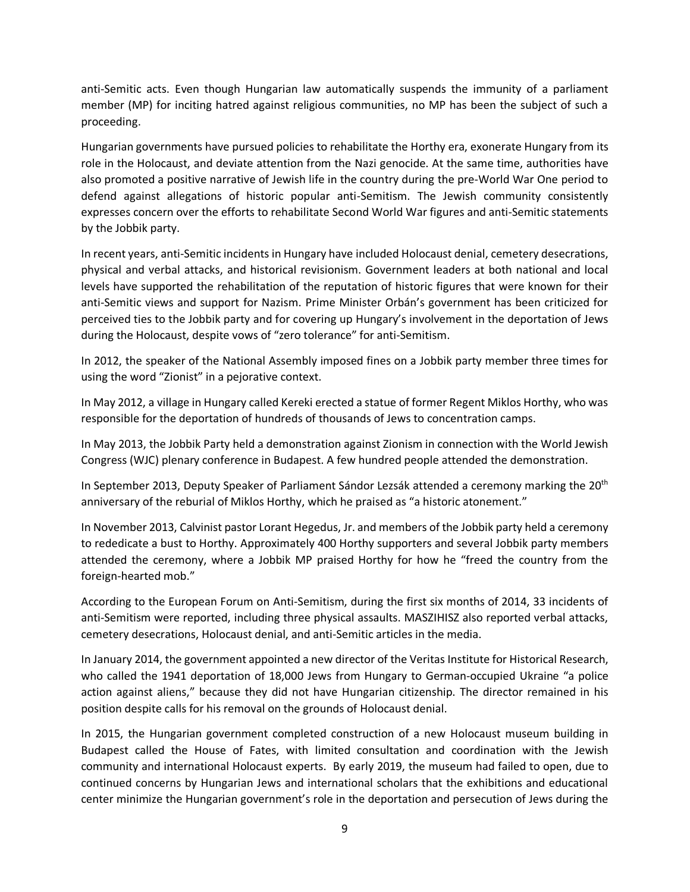anti-Semitic acts. Even though Hungarian law automatically suspends the immunity of a parliament member (MP) for inciting hatred against religious communities, no MP has been the subject of such a proceeding.

Hungarian governments have pursued policies to rehabilitate the Horthy era, exonerate Hungary from its role in the Holocaust, and deviate attention from the Nazi genocide. At the same time, authorities have also promoted a positive narrative of Jewish life in the country during the pre-World War One period to defend against allegations of historic popular anti-Semitism. The Jewish community consistently expresses concern over the efforts to rehabilitate Second World War figures and anti-Semitic statements by the Jobbik party.

In recent years, anti-Semitic incidents in Hungary have included Holocaust denial, cemetery desecrations, physical and verbal attacks, and historical revisionism. Government leaders at both national and local levels have supported the rehabilitation of the reputation of historic figures that were known for their anti-Semitic views and support for Nazism. Prime Minister Orbán's government has been criticized for perceived ties to the Jobbik party and for covering up Hungary's involvement in the deportation of Jews during the Holocaust, despite vows of "zero tolerance" for anti-Semitism.

In 2012, the speaker of the National Assembly imposed fines on a Jobbik party member three times for using the word "Zionist" in a pejorative context.

In May 2012, a village in Hungary called Kereki erected a statue of former Regent Miklos Horthy, who was responsible for the deportation of hundreds of thousands of Jews to concentration camps.

In May 2013, the Jobbik Party held a demonstration against Zionism in connection with the World Jewish Congress (WJC) plenary conference in Budapest. A few hundred people attended the demonstration.

In September 2013, Deputy Speaker of Parliament Sándor Lezsák attended a ceremony marking the 20th anniversary of the reburial of Miklos Horthy, which he praised as "a historic atonement."

In November 2013, Calvinist pastor Lorant Hegedus, Jr. and members of the Jobbik party held a ceremony to rededicate a bust to Horthy. Approximately 400 Horthy supporters and several Jobbik party members attended the ceremony, where a Jobbik MP praised Horthy for how he "freed the country from the foreign-hearted mob."

According to the European Forum on Anti-Semitism, during the first six months of 2014, 33 incidents of anti-Semitism were reported, including three physical assaults. MASZIHISZ also reported verbal attacks, cemetery desecrations, Holocaust denial, and anti-Semitic articles in the media.

In January 2014, the government appointed a new director of the Veritas Institute for Historical Research, who called the 1941 deportation of 18,000 Jews from Hungary to German-occupied Ukraine "a police action against aliens," because they did not have Hungarian citizenship. The director remained in his position despite calls for his removal on the grounds of Holocaust denial.

In 2015, the Hungarian government completed construction of a new Holocaust museum building in Budapest called the House of Fates, with limited consultation and coordination with the Jewish community and international Holocaust experts. By early 2019, the museum had failed to open, due to continued concerns by Hungarian Jews and international scholars that the exhibitions and educational center minimize the Hungarian government's role in the deportation and persecution of Jews during the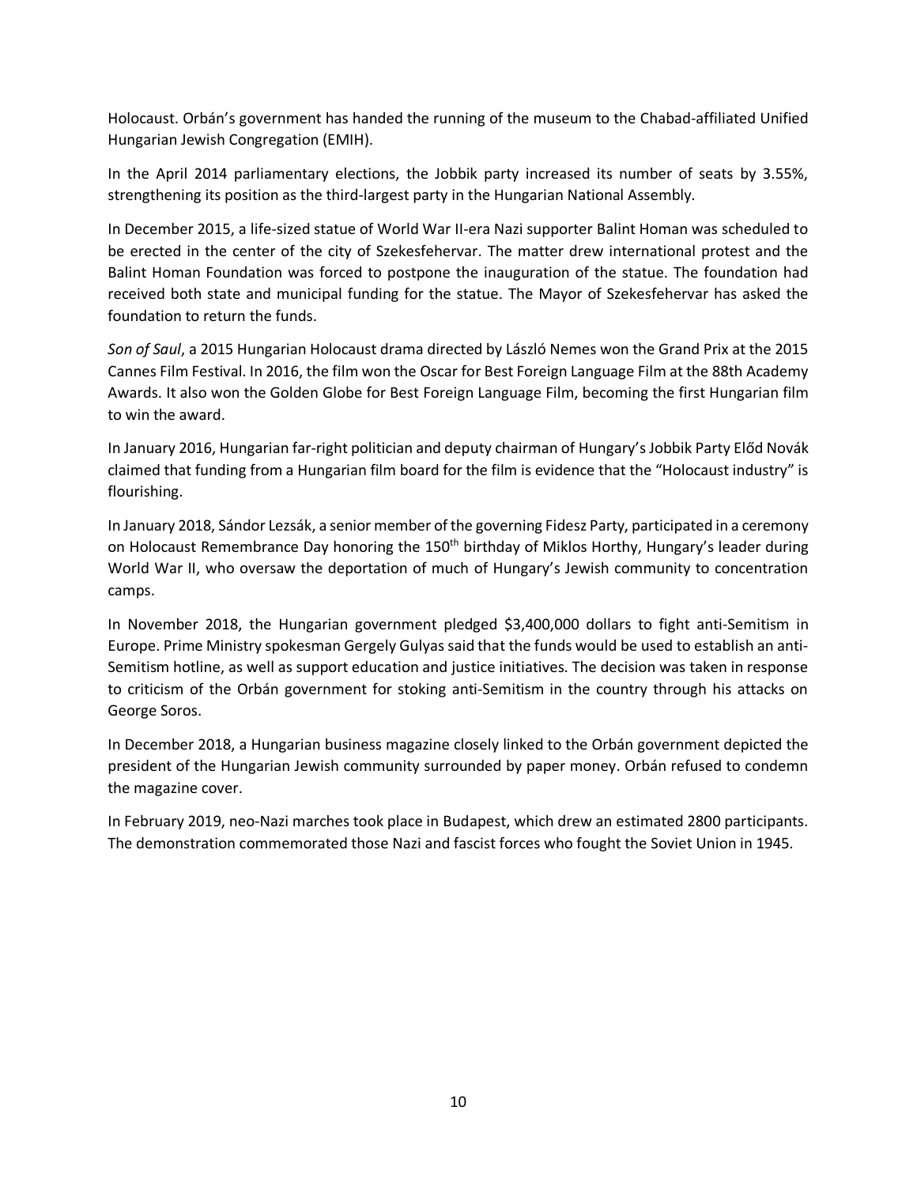Holocaust. Orbán's government has handed the running of the museum to the Chabad-affiliated Unified Hungarian Jewish Congregation (EMIH).

In the April 2014 parliamentary elections, the Jobbik party increased its number of seats by 3.55%, strengthening its position as the third-largest party in the Hungarian National Assembly.

In December 2015, a life-sized statue of World War II-era Nazi supporter Balint Homan was scheduled to be erected in the center of the city of Szekesfehervar. The matter drew international protest and the Balint Homan Foundation was forced to postpone the inauguration of the statue. The foundation had received both state and municipal funding for the statue. The Mayor of Szekesfehervar has asked the foundation to return the funds.

*Son of Saul*, a 2015 Hungarian Holocaust drama directed by László Nemes won the Grand Prix at the 2015 Cannes Film Festival. In 2016, the film won the Oscar for Best Foreign Language Film at the 88th Academy Awards. It also won the Golden Globe for Best Foreign Language Film, becoming the first Hungarian film to win the award.

In January 2016, Hungarian far-right politician and deputy chairman of Hungary's Jobbik Party Előd Novák claimed that funding from a Hungarian film board for the film is evidence that the "Holocaust industry" is flourishing.

In January 2018, Sándor Lezsák, a senior member of the governing Fidesz Party, participated in a ceremony on Holocaust Remembrance Day honoring the 150th birthday of Miklos Horthy, Hungary's leader during World War II, who oversaw the deportation of much of Hungary's Jewish community to concentration camps.

In November 2018, the Hungarian government pledged $3,400,000 dollars to fight anti-Semitism in Europe. Prime Ministry spokesman Gergely Gulyas said that the funds would be used to establish an anti-Semitism hotline, as well as support education and justice initiatives. The decision was taken in response to criticism of the Orbán government for stoking anti-Semitism in the country through his attacks on George Soros.

In December 2018, a Hungarian business magazine closely linked to the Orbán government depicted the president of the Hungarian Jewish community surrounded by paper money. Orbán refused to condemn the magazine cover.

In February 2019, neo-Nazi marches took place in Budapest, which drew an estimated 2800 participants. The demonstration commemorated those Nazi and fascist forces who fought the Soviet Union in 1945.